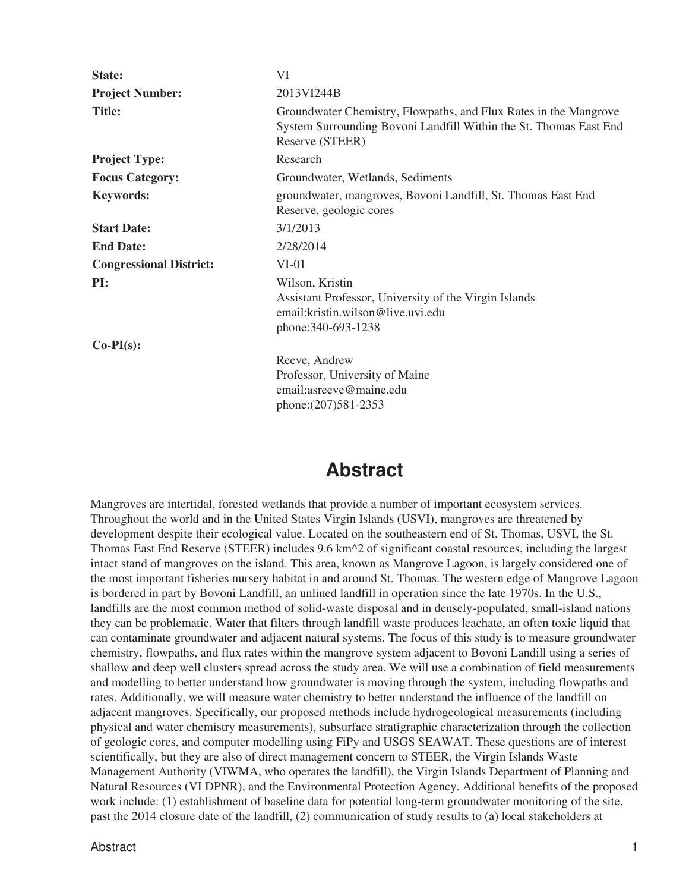| | |
|---|---|
| **State:** | VI |
| **Project Number:** | 2013VI244B |
| **Title:** | Groundwater Chemistry, Flowpaths, and Flux Rates in the Mangrove System Surrounding Bovoni Landfill Within the St. Thomas East End Reserve (STEER) |
| **Project Type:** | Research |
| **Focus Category:** | Groundwater, Wetlands, Sediments |
| **Keywords:** | groundwater, mangroves, Bovoni Landfill, St. Thomas East End Reserve, geologic cores |
| **Start Date:** | 3/1/2013 |
| **End Date:** | 2/28/2014 |
| **Congressional District:** | VI-01 |
| **PI:** | Wilson, Kristin<br>Assistant Professor, University of the Virgin Islands<br>email:kristin.wilson@live.uvi.edu<br>phone:340-693-1238 |
| **Co-PI(s):** | Reeve, Andrew<br>Professor, University of Maine<br>email:asreeve@maine.edu<br>phone:(207)581-2353 |

# Abstract

Mangroves are intertidal, forested wetlands that provide a number of important ecosystem services. Throughout the world and in the United States Virgin Islands (USVI), mangroves are threatened by development despite their ecological value. Located on the southeastern end of St. Thomas, USVI, the St. Thomas East End Reserve (STEER) includes 9.6 km^2 of significant coastal resources, including the largest intact stand of mangroves on the island. This area, known as Mangrove Lagoon, is largely considered one of the most important fisheries nursery habitat in and around St. Thomas. The western edge of Mangrove Lagoon is bordered in part by Bovoni Landfill, an unlined landfill in operation since the late 1970s. In the U.S., landfills are the most common method of solid-waste disposal and in densely-populated, small-island nations they can be problematic. Water that filters through landfill waste produces leachate, an often toxic liquid that can contaminate groundwater and adjacent natural systems. The focus of this study is to measure groundwater chemistry, flowpaths, and flux rates within the mangrove system adjacent to Bovoni Landill using a series of shallow and deep well clusters spread across the study area. We will use a combination of field measurements and modelling to better understand how groundwater is moving through the system, including flowpaths and rates. Additionally, we will measure water chemistry to better understand the influence of the landfill on adjacent mangroves. Specifically, our proposed methods include hydrogeological measurements (including physical and water chemistry measurements), subsurface stratigraphic characterization through the collection of geologic cores, and computer modelling using FiPy and USGS SEAWAT. These questions are of interest scientifically, but they are also of direct management concern to STEER, the Virgin Islands Waste Management Authority (VIWMA, who operates the landfill), the Virgin Islands Department of Planning and Natural Resources (VI DPNR), and the Environmental Protection Agency. Additional benefits of the proposed work include: (1) establishment of baseline data for potential long-term groundwater monitoring of the site, past the 2014 closure date of the landfill, (2) communication of study results to (a) local stakeholders at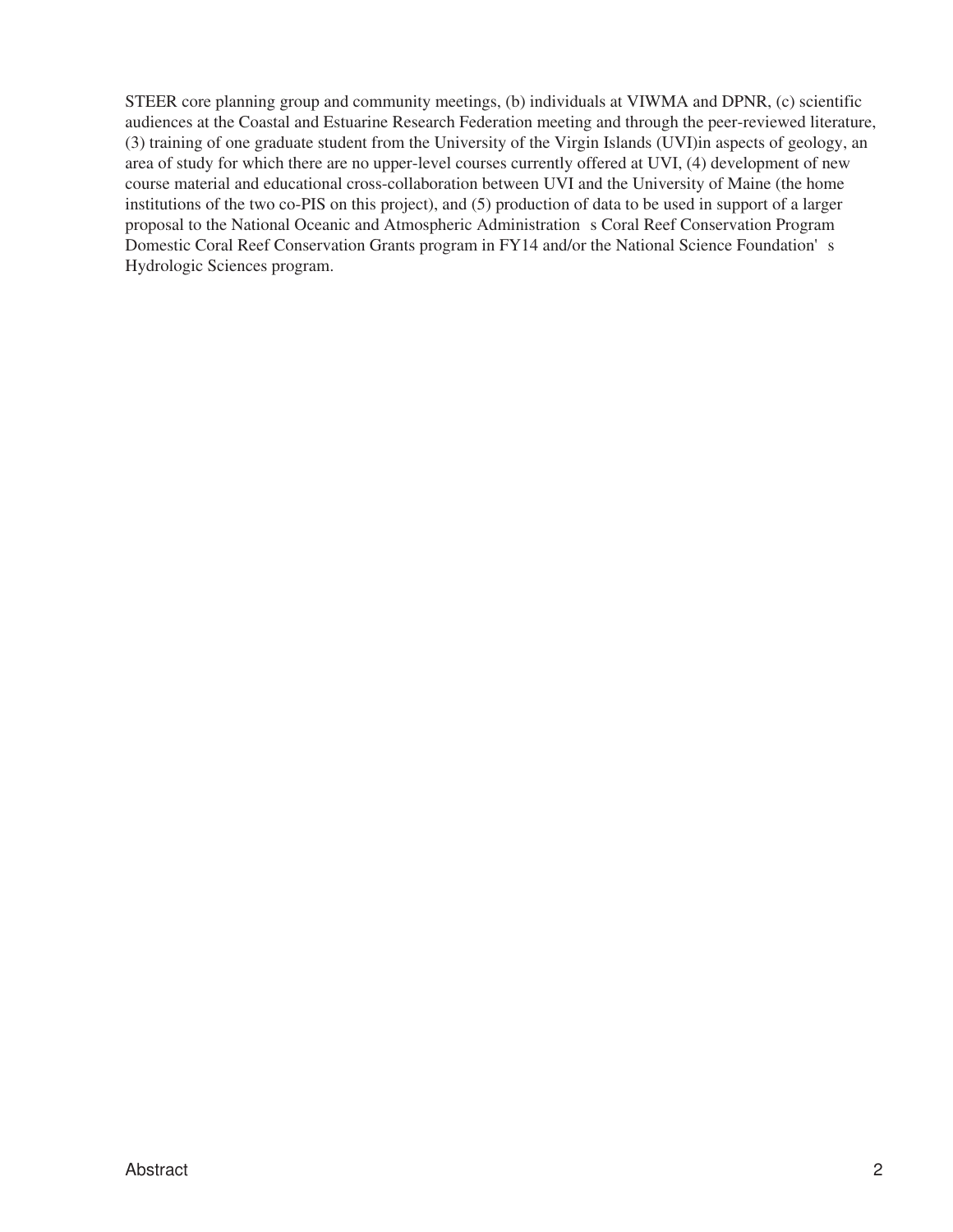STEER core planning group and community meetings, (b) individuals at VIWMA and DPNR, (c) scientific audiences at the Coastal and Estuarine Research Federation meeting and through the peer-reviewed literature, (3) training of one graduate student from the University of the Virgin Islands (UVI)in aspects of geology, an area of study for which there are no upper-level courses currently offered at UVI, (4) development of new course material and educational cross-collaboration between UVI and the University of Maine (the home institutions of the two co-PIS on this project), and (5) production of data to be used in support of a larger proposal to the National Oceanic and Atmospheric Administration s Coral Reef Conservation Program Domestic Coral Reef Conservation Grants program in FY14 and/or the National Science Foundation' s Hydrologic Sciences program.